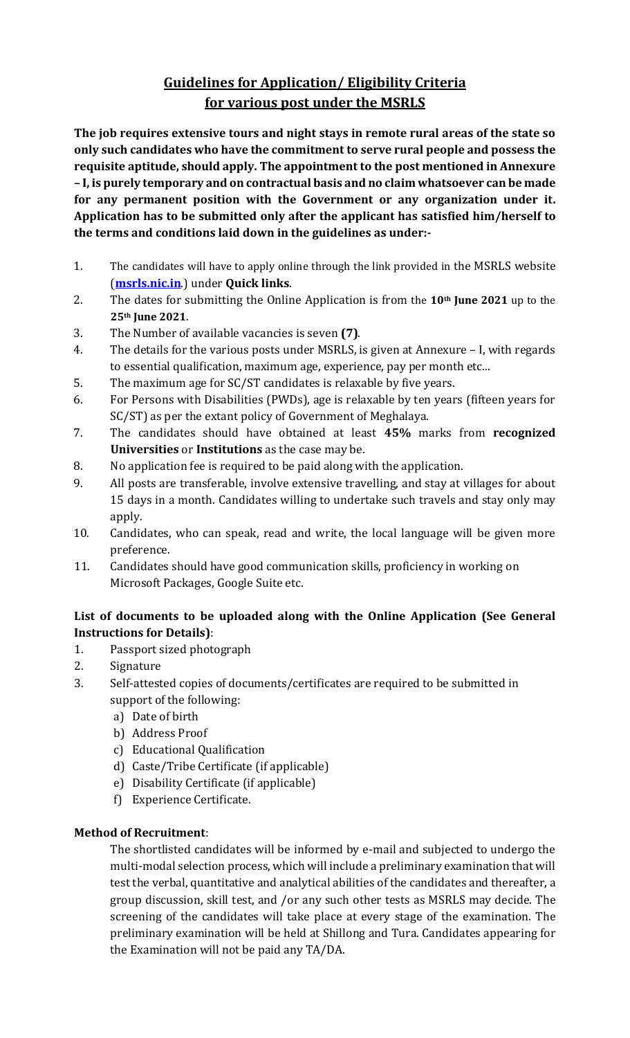# Guidelines for Application/ Eligibility Criteria for various post under the MSRLS

**The job requires extensive tours and night stays in remote rural areas of the state so only such candidates who have the commitment to serve rural people and possess the requisite aptitude, should apply. The appointment to the post mentioned in Annexure – I, is purely temporary and on contractual basis and no claim whatsoever can be made for any permanent position with the Government or any organization under it. Application has to be submitted only after the applicant has satisfied him/herself to the terms and conditions laid down in the guidelines as under:-**

1. The candidates will have to apply online through the link provided in the MSRLS website (**msrls.nic.in**.) under **Quick links**.
2. The dates for submitting the Online Application is from the **10th June 2021** up to the **25th June 2021**.
3. The Number of available vacancies is seven **(7)**.
4. The details for the various posts under MSRLS, is given at Annexure – I, with regards to essential qualification, maximum age, experience, pay per month etc...
5. The maximum age for SC/ST candidates is relaxable by five years.
6. For Persons with Disabilities (PWDs), age is relaxable by ten years (fifteen years for SC/ST) as per the extant policy of Government of Meghalaya.
7. The candidates should have obtained at least **45%** marks from **recognized Universities** or **Institutions** as the case may be.
8. No application fee is required to be paid along with the application.
9. All posts are transferable, involve extensive travelling, and stay at villages for about 15 days in a month. Candidates willing to undertake such travels and stay only may apply.
10. Candidates, who can speak, read and write, the local language will be given more preference.
11. Candidates should have good communication skills, proficiency in working on Microsoft Packages, Google Suite etc.

**List of documents to be uploaded along with the Online Application (See General Instructions for Details)**:

1. Passport sized photograph
2. Signature
3. Self-attested copies of documents/certificates are required to be submitted in support of the following:
   a) Date of birth
   b) Address Proof
   c) Educational Qualification
   d) Caste/Tribe Certificate (if applicable)
   e) Disability Certificate (if applicable)
   f) Experience Certificate.

**Method of Recruitment**:

The shortlisted candidates will be informed by e-mail and subjected to undergo the multi-modal selection process, which will include a preliminary examination that will test the verbal, quantitative and analytical abilities of the candidates and thereafter, a group discussion, skill test, and /or any such other tests as MSRLS may decide. The screening of the candidates will take place at every stage of the examination. The preliminary examination will be held at Shillong and Tura. Candidates appearing for the Examination will not be paid any TA/DA.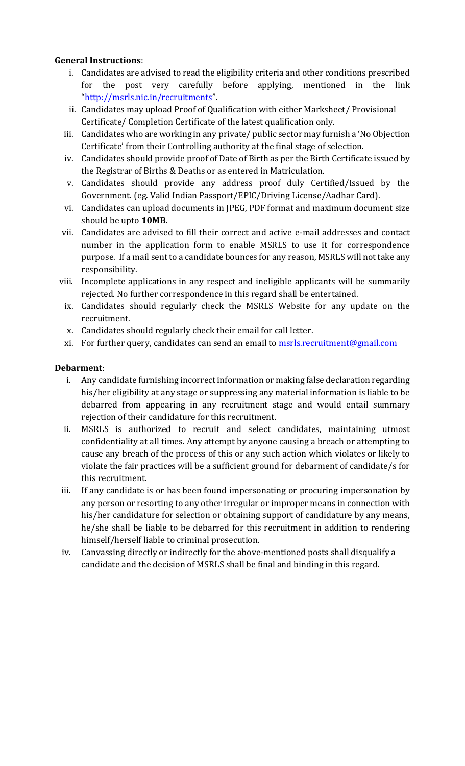**General Instructions**:

i. Candidates are advised to read the eligibility criteria and other conditions prescribed for the post very carefully before applying, mentioned in the link "[http://msrls.nic.in/recruitments](http://msrls.nic.in/recruitments)".
ii. Candidates may upload Proof of Qualification with either Marksheet/ Provisional Certificate/ Completion Certificate of the latest qualification only.
iii. Candidates who are working in any private/ public sector may furnish a 'No Objection Certificate' from their Controlling authority at the final stage of selection.
iv. Candidates should provide proof of Date of Birth as per the Birth Certificate issued by the Registrar of Births & Deaths or as entered in Matriculation.
v. Candidates should provide any address proof duly Certified/Issued by the Government. (eg. Valid Indian Passport/EPIC/Driving License/Aadhar Card).
vi. Candidates can upload documents in JPEG, PDF format and maximum document size should be upto **10MB**.
vii. Candidates are advised to fill their correct and active e-mail addresses and contact number in the application form to enable MSRLS to use it for correspondence purpose. If a mail sent to a candidate bounces for any reason, MSRLS will not take any responsibility.
viii. Incomplete applications in any respect and ineligible applicants will be summarily rejected. No further correspondence in this regard shall be entertained.
ix. Candidates should regularly check the MSRLS Website for any update on the recruitment.
x. Candidates should regularly check their email for call letter.
xi. For further query, candidates can send an email to [msrls.recruitment@gmail.com](mailto:msrls.recruitment@gmail.com)

**Debarment**:

i. Any candidate furnishing incorrect information or making false declaration regarding his/her eligibility at any stage or suppressing any material information is liable to be debarred from appearing in any recruitment stage and would entail summary rejection of their candidature for this recruitment.
ii. MSRLS is authorized to recruit and select candidates, maintaining utmost confidentiality at all times. Any attempt by anyone causing a breach or attempting to cause any breach of the process of this or any such action which violates or likely to violate the fair practices will be a sufficient ground for debarment of candidate/s for this recruitment.
iii. If any candidate is or has been found impersonating or procuring impersonation by any person or resorting to any other irregular or improper means in connection with his/her candidature for selection or obtaining support of candidature by any means, he/she shall be liable to be debarred for this recruitment in addition to rendering himself/herself liable to criminal prosecution.
iv. Canvassing directly or indirectly for the above-mentioned posts shall disqualify a candidate and the decision of MSRLS shall be final and binding in this regard.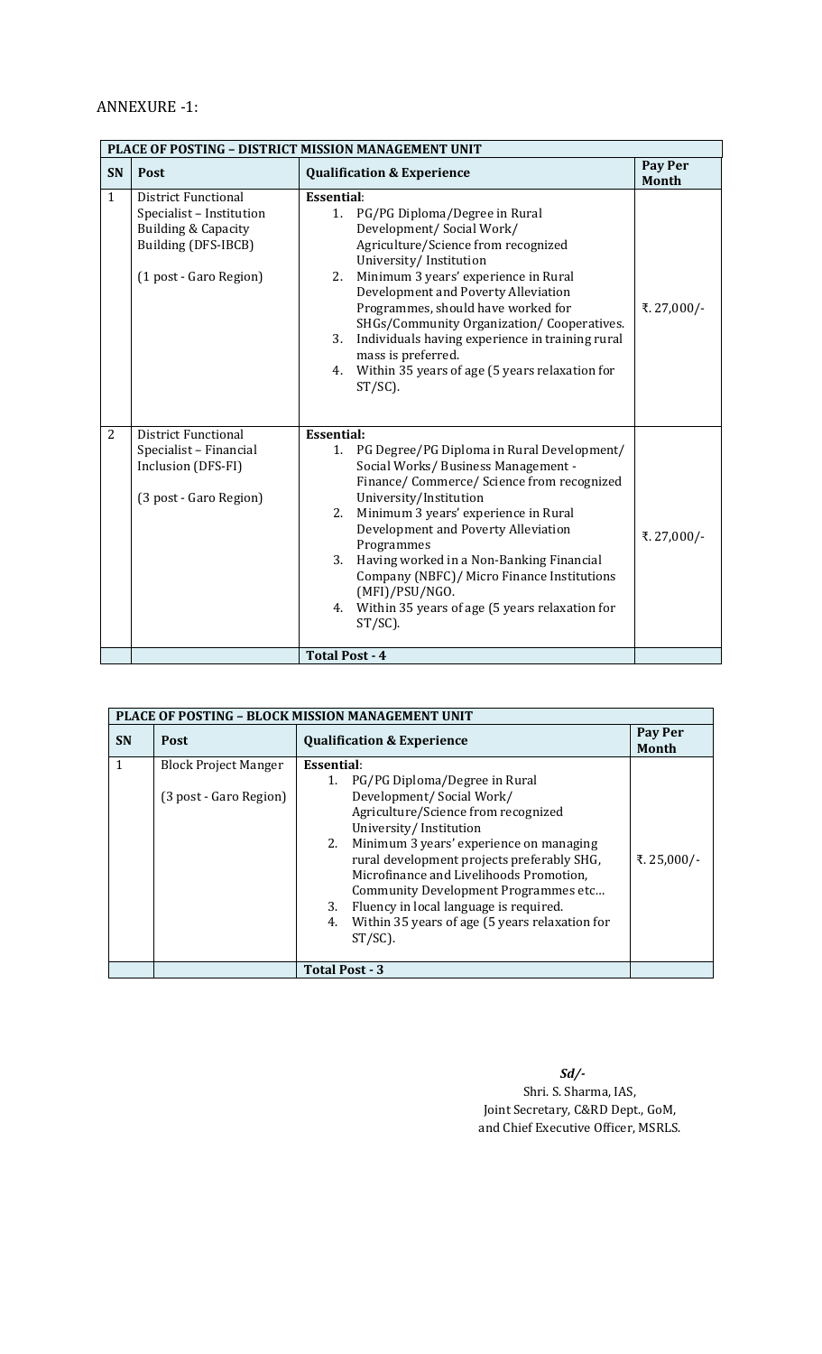ANNEXURE -1:

| PLACE OF POSTING – DISTRICT MISSION MANAGEMENT UNIT | | | |
|---|---|---|---|
| **SN** | **Post** | **Qualification & Experience** | **Pay Per Month** |
| 1 | District Functional Specialist – Institution Building & Capacity Building (DFS-IBCB)<br><br>(1 post - Garo Region) | **Essential**:<br>1. PG/PG Diploma/Degree in Rural Development/ Social Work/ Agriculture/Science from recognized University/ Institution<br>2. Minimum 3 years' experience in Rural Development and Poverty Alleviation Programmes, should have worked for SHGs/Community Organization/ Cooperatives.<br>3. Individuals having experience in training rural mass is preferred.<br>4. Within 35 years of age (5 years relaxation for ST/SC). | ₹. 27,000/- |
| 2 | District Functional Specialist – Financial Inclusion (DFS-FI)<br><br>(3 post - Garo Region) | **Essential:**<br>1. PG Degree/PG Diploma in Rural Development/ Social Works/ Business Management - Finance/ Commerce/ Science from recognized University/Institution<br>2. Minimum 3 years' experience in Rural Development and Poverty Alleviation Programmes<br>3. Having worked in a Non-Banking Financial Company (NBFC)/ Micro Finance Institutions (MFI)/PSU/NGO.<br>4. Within 35 years of age (5 years relaxation for ST/SC). | ₹. 27,000/- |
| | | **Total Post - 4** | |

| PLACE OF POSTING – BLOCK MISSION MANAGEMENT UNIT | | | |
|---|---|---|---|
| **SN** | **Post** | **Qualification & Experience** | **Pay Per Month** |
| 1 | Block Project Manger<br><br>(3 post - Garo Region) | **Essential**:<br>1. PG/PG Diploma/Degree in Rural Development/ Social Work/ Agriculture/Science from recognized University/ Institution<br>2. Minimum 3 years' experience on managing rural development projects preferably SHG, Microfinance and Livelihoods Promotion, Community Development Programmes etc…<br>3. Fluency in local language is required.<br>4. Within 35 years of age (5 years relaxation for ST/SC). | ₹. 25,000/- |
| | | **Total Post - 3** | |

*Sd/-*
Shri. S. Sharma, IAS,
Joint Secretary, C&RD Dept., GoM,
and Chief Executive Officer, MSRLS.